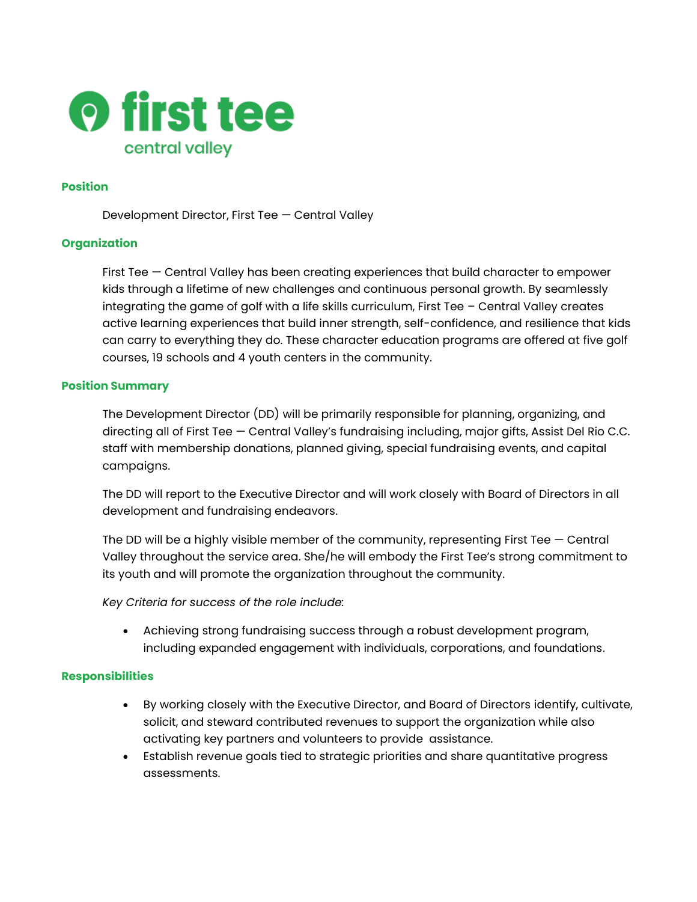first tee
central valley

## Position

Development Director, First Tee — Central Valley

## Organization

First Tee — Central Valley has been creating experiences that build character to empower kids through a lifetime of new challenges and continuous personal growth. By seamlessly integrating the game of golf with a life skills curriculum, First Tee – Central Valley creates active learning experiences that build inner strength, self-confidence, and resilience that kids can carry to everything they do. These character education programs are offered at five golf courses, 19 schools and 4 youth centers in the community.

## Position Summary

The Development Director (DD) will be primarily responsible for planning, organizing, and directing all of First Tee — Central Valley's fundraising including, major gifts, Assist Del Rio C.C. staff with membership donations, planned giving, special fundraising events, and capital campaigns.

The DD will report to the Executive Director and will work closely with Board of Directors in all development and fundraising endeavors.

The DD will be a highly visible member of the community, representing First Tee — Central Valley throughout the service area. She/he will embody the First Tee's strong commitment to its youth and will promote the organization throughout the community.

*Key Criteria for success of the role include*:

- Achieving strong fundraising success through a robust development program, including expanded engagement with individuals, corporations, and foundations.

## Responsibilities

- By working closely with the Executive Director, and Board of Directors identify, cultivate, solicit, and steward contributed revenues to support the organization while also activating key partners and volunteers to provide assistance.
- Establish revenue goals tied to strategic priorities and share quantitative progress assessments.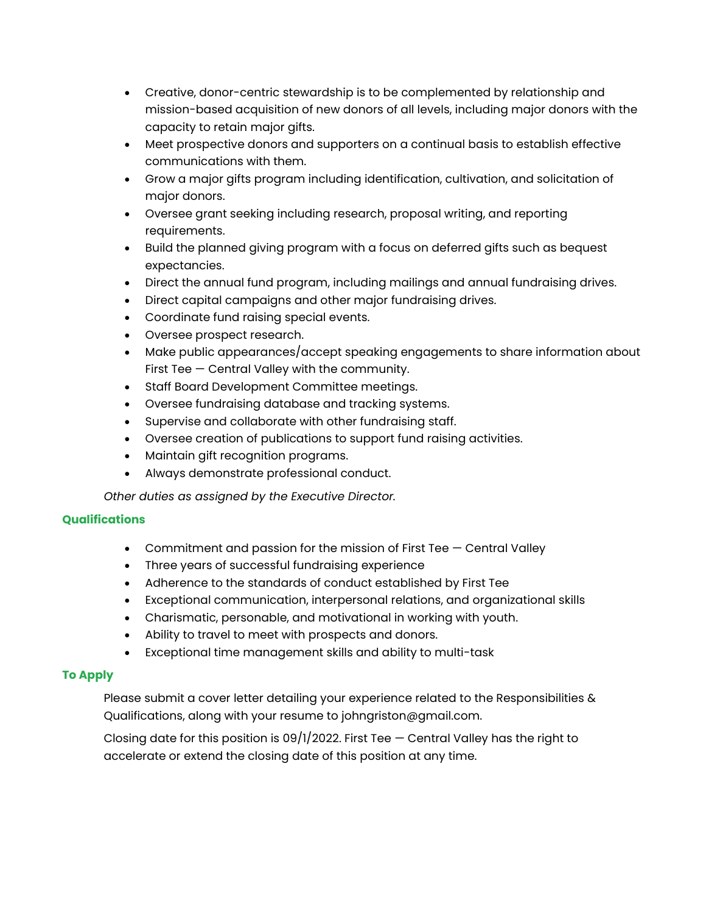- Creative, donor-centric stewardship is to be complemented by relationship and mission-based acquisition of new donors of all levels, including major donors with the capacity to retain major gifts.
- Meet prospective donors and supporters on a continual basis to establish effective communications with them.
- Grow a major gifts program including identification, cultivation, and solicitation of major donors.
- Oversee grant seeking including research, proposal writing, and reporting requirements.
- Build the planned giving program with a focus on deferred gifts such as bequest expectancies.
- Direct the annual fund program, including mailings and annual fundraising drives.
- Direct capital campaigns and other major fundraising drives.
- Coordinate fund raising special events.
- Oversee prospect research.
- Make public appearances/accept speaking engagements to share information about First Tee — Central Valley with the community.
- Staff Board Development Committee meetings.
- Oversee fundraising database and tracking systems.
- Supervise and collaborate with other fundraising staff.
- Oversee creation of publications to support fund raising activities.
- Maintain gift recognition programs.
- Always demonstrate professional conduct.

*Other duties as assigned by the Executive Director.*

### Qualifications

- Commitment and passion for the mission of First Tee — Central Valley
- Three years of successful fundraising experience
- Adherence to the standards of conduct established by First Tee
- Exceptional communication, interpersonal relations, and organizational skills
- Charismatic, personable, and motivational in working with youth.
- Ability to travel to meet with prospects and donors.
- Exceptional time management skills and ability to multi-task

### To Apply

Please submit a cover letter detailing your experience related to the Responsibilities & Qualifications, along with your resume to johngriston@gmail.com.

Closing date for this position is 09/1/2022. First Tee — Central Valley has the right to accelerate or extend the closing date of this position at any time.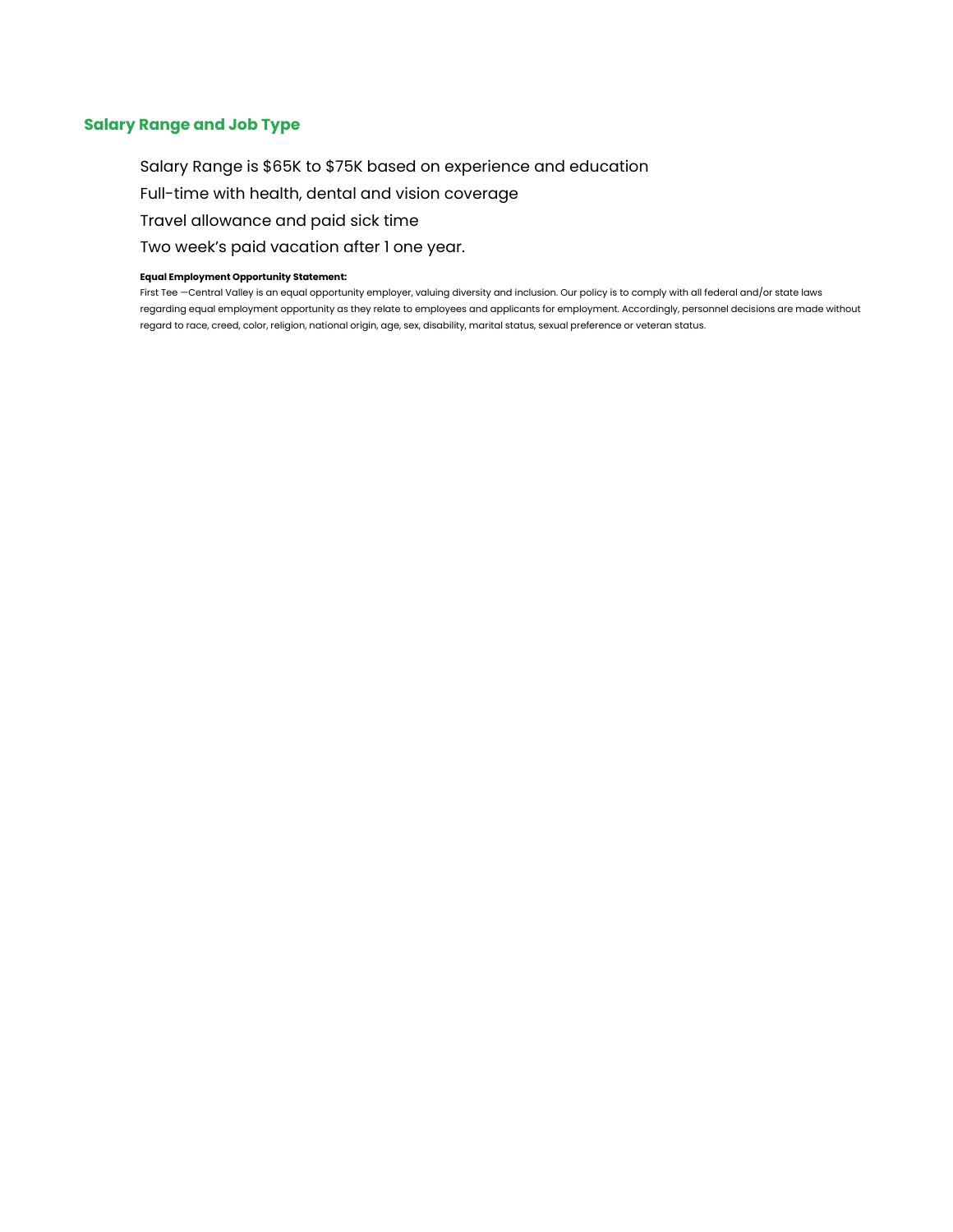## Salary Range and Job Type

Salary Range is $65K to $75K based on experience and education

Full-time with health, dental and vision coverage

Travel allowance and paid sick time

Two week's paid vacation after 1 one year.

**Equal Employment Opportunity Statement:**

First Tee —Central Valley is an equal opportunity employer, valuing diversity and inclusion. Our policy is to comply with all federal and/or state laws regarding equal employment opportunity as they relate to employees and applicants for employment. Accordingly, personnel decisions are made without regard to race, creed, color, religion, national origin, age, sex, disability, marital status, sexual preference or veteran status.